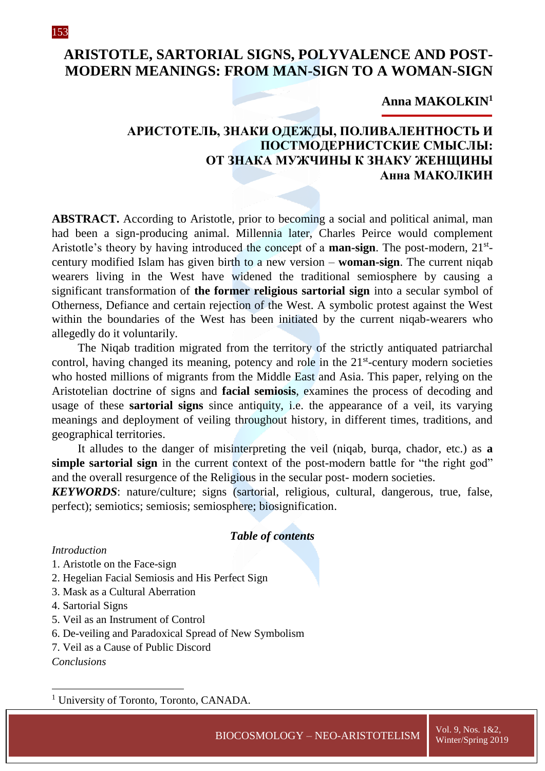# ARISTOTLE, SARTORIAL SIGNS, POLYVALENCE AND POST-MODERN MEANINGS: FROM MAN-SIGN TO A WOMAN-SIGN

**Anna MAKOLKIN**[1]

**АРИСТОТЕЛЬ, ЗНАКИ ОДЕЖДЫ, ПОЛИВАЛЕНТНОСТЬ И ПОСТМОДЕРНИСТСКИЕ СМЫСЛЫ: ОТ ЗНАКА МУЖЧИНЫ К ЗНАКУ ЖЕНЩИНЫ**
**Анна МАКОЛКИН**

**ABSTRACT.** According to Aristotle, prior to becoming a social and political animal, man had been a sign-producing animal. Millennia later, Charles Peirce would complement Aristotle's theory by having introduced the concept of a **man-sign**. The post-modern, 21st-century modified Islam has given birth to a new version – **woman-sign**. The current niqab wearers living in the West have widened the traditional semiosphere by causing a significant transformation of **the former religious sartorial sign** into a secular symbol of Otherness, Defiance and certain rejection of the West. A symbolic protest against the West within the boundaries of the West has been initiated by the current niqab-wearers who allegedly do it voluntarily.

The Niqab tradition migrated from the territory of the strictly antiquated patriarchal control, having changed its meaning, potency and role in the 21st-century modern societies who hosted millions of migrants from the Middle East and Asia. This paper, relying on the Aristotelian doctrine of signs and **facial semiosis**, examines the process of decoding and usage of these **sartorial signs** since antiquity, i.e. the appearance of a veil, its varying meanings and deployment of veiling throughout history, in different times, traditions, and geographical territories.

It alludes to the danger of misinterpreting the veil (niqab, burqa, chador, etc.) as **a simple sartorial sign** in the current context of the post-modern battle for "the right god" and the overall resurgence of the Religious in the secular post- modern societies.

***KEYWORDS***: nature/culture; signs (sartorial, religious, cultural, dangerous, true, false, perfect); semiotics; semiosis; semiosphere; biosignification.

***Table of contents***

*Introduction*
1. Aristotle on the Face-sign
2. Hegelian Facial Semiosis and His Perfect Sign
3. Mask as a Cultural Aberration
4. Sartorial Signs
5. Veil as an Instrument of Control
6. De-veiling and Paradoxical Spread of New Symbolism
7. Veil as a Cause of Public Discord

*Conclusions*

[1] University of Toronto, Toronto, CANADA.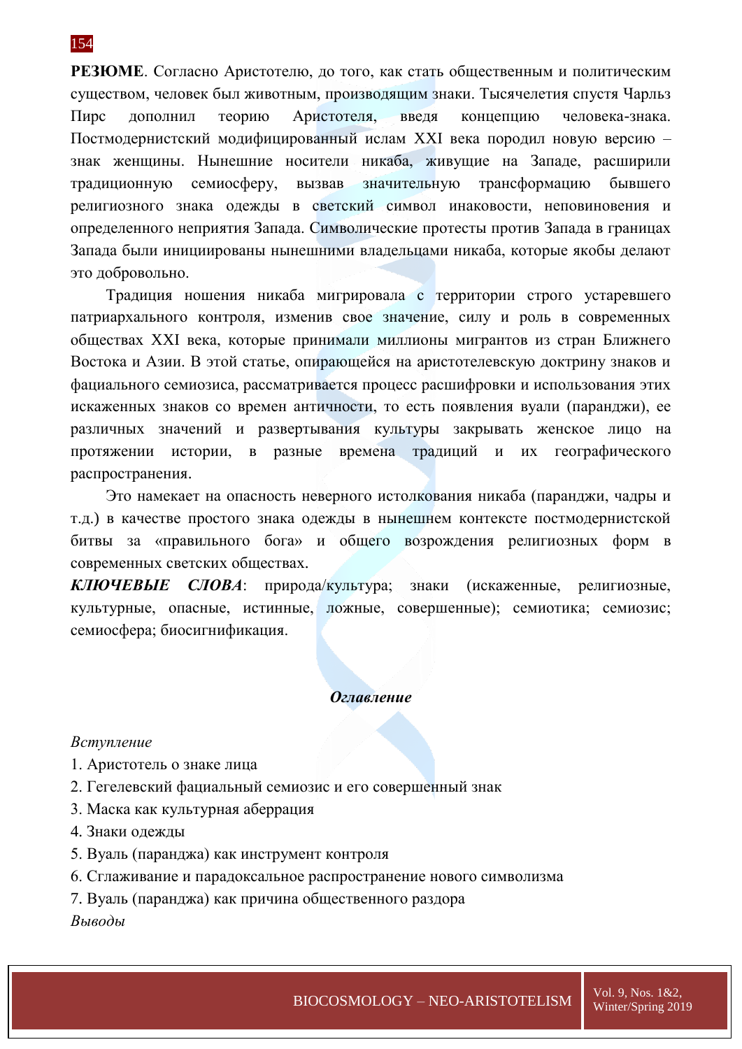**РЕЗЮМЕ**. Согласно Аристотелю, до того, как стать общественным и политическим существом, человек был животным, производящим знаки. Тысячелетия спустя Чарльз Пирс дополнил теорию Аристотеля, введя концепцию человека-знака. Постмодернистский модифицированный ислам XXI века породил новую версию – знак женщины. Нынешние носители никаба, живущие на Западе, расширили традиционную семиосферу, вызвав значительную трансформацию бывшего религиозного знака одежды в светский символ инаковости, неповиновения и определенного неприятия Запада. Символические протесты против Запада в границах Запада были инициированы нынешними владельцами никаба, которые якобы делают это добровольно.

Традиция ношения никаба мигрировала с территории строго устаревшего патриархального контроля, изменив свое значение, силу и роль в современных обществах XXI века, которые принимали миллионы мигрантов из стран Ближнего Востока и Азии. В этой статье, опирающейся на аристотелевскую доктрину знаков и фациального семиозиса, рассматривается процесс расшифровки и использования этих искаженных знаков со времен античности, то есть появления вуали (паранджи), ее различных значений и развертывания культуры закрывать женское лицо на протяжении истории, в разные времена традиций и их географического распространения.

Это намекает на опасность неверного истолкования никаба (паранджи, чадры и т.д.) в качестве простого знака одежды в нынешнем контексте постмодернистской битвы за «правильного бога» и общего возрождения религиозных форм в современных светских обществах.

***КЛЮЧЕВЫЕ СЛОВА***: природа/культура; знаки (искаженные, религиозные, культурные, опасные, истинные, ложные, совершенные); семиотика; семиозис; семиосфера; биосигнификация.

***Оглавление***

*Вступление*

1. Аристотель о знаке лица
2. Гегелевский фациальный семиозис и его совершенный знак
3. Маска как культурная аберрация
4. Знаки одежды
5. Вуаль (паранджа) как инструмент контроля
6. Сглаживание и парадоксальное распространение нового символизма
7. Вуаль (паранджа) как причина общественного раздора

*Выводы*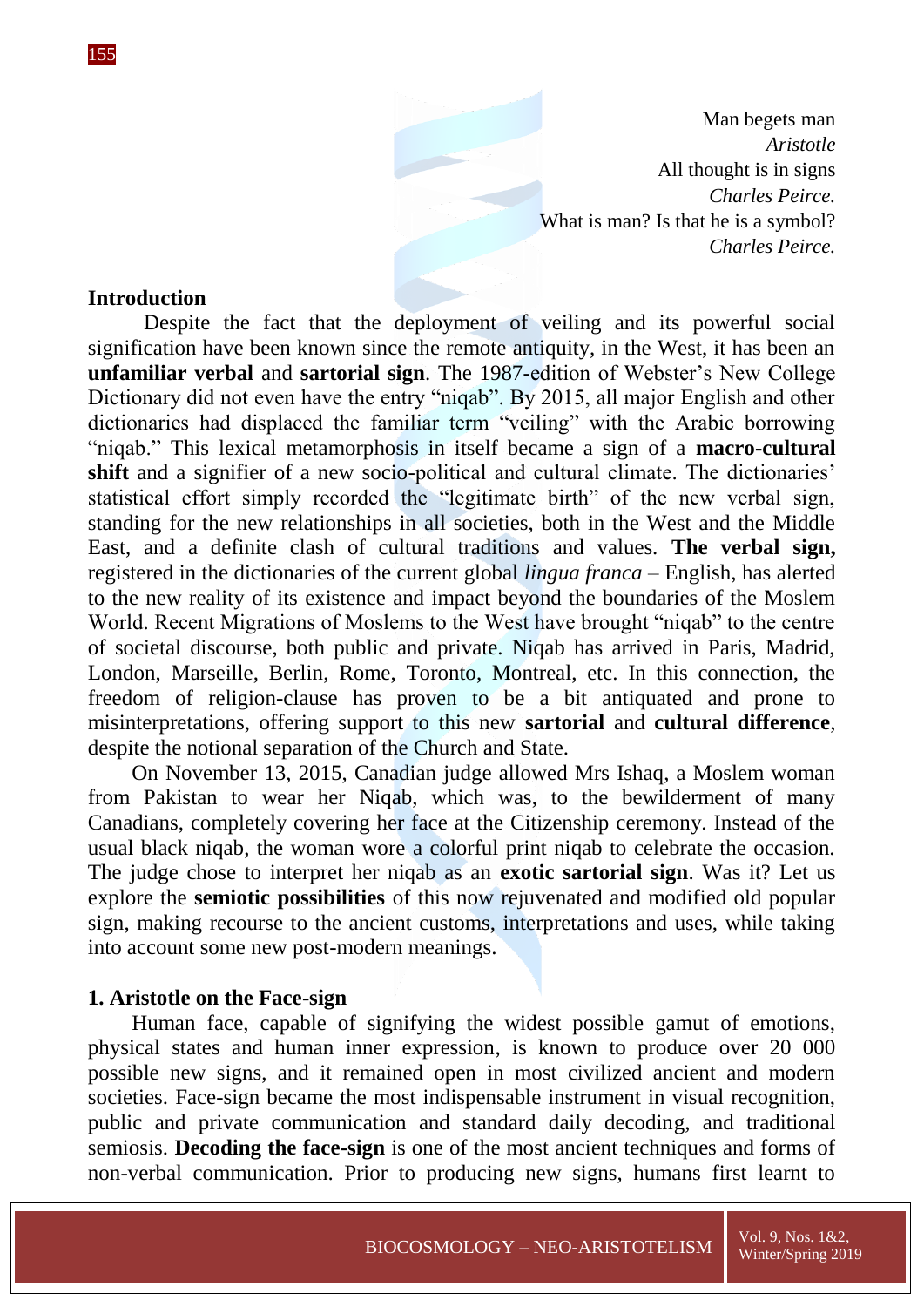Man begets man
*Aristotle*
All thought is in signs
*Charles Peirce.*
What is man? Is that he is a symbol?
*Charles Peirce.*

**Introduction**

Despite the fact that the deployment of veiling and its powerful social signification have been known since the remote antiquity, in the West, it has been an **unfamiliar verbal** and **sartorial sign**. The 1987-edition of Webster's New College Dictionary did not even have the entry "niqab". By 2015, all major English and other dictionaries had displaced the familiar term "veiling" with the Arabic borrowing "niqab." This lexical metamorphosis in itself became a sign of a **macro-cultural shift** and a signifier of a new socio-political and cultural climate. The dictionaries' statistical effort simply recorded the "legitimate birth" of the new verbal sign, standing for the new relationships in all societies, both in the West and the Middle East, and a definite clash of cultural traditions and values. **The verbal sign,** registered in the dictionaries of the current global *lingua franca* – English, has alerted to the new reality of its existence and impact beyond the boundaries of the Moslem World. Recent Migrations of Moslems to the West have brought "niqab" to the centre of societal discourse, both public and private. Niqab has arrived in Paris, Madrid, London, Marseille, Berlin, Rome, Toronto, Montreal, etc. In this connection, the freedom of religion-clause has proven to be a bit antiquated and prone to misinterpretations, offering support to this new **sartorial** and **cultural difference**, despite the notional separation of the Church and State.

On November 13, 2015, Canadian judge allowed Mrs Ishaq, a Moslem woman from Pakistan to wear her Niqab, which was, to the bewilderment of many Canadians, completely covering her face at the Citizenship ceremony. Instead of the usual black niqab, the woman wore a colorful print niqab to celebrate the occasion. The judge chose to interpret her niqab as an **exotic sartorial sign**. Was it? Let us explore the **semiotic possibilities** of this now rejuvenated and modified old popular sign, making recourse to the ancient customs, interpretations and uses, while taking into account some new post-modern meanings.

## 1. Aristotle on the Face-sign

Human face, capable of signifying the widest possible gamut of emotions, physical states and human inner expression, is known to produce over 20 000 possible new signs, and it remained open in most civilized ancient and modern societies. Face-sign became the most indispensable instrument in visual recognition, public and private communication and standard daily decoding, and traditional semiosis. **Decoding the face-sign** is one of the most ancient techniques and forms of non-verbal communication. Prior to producing new signs, humans first learnt to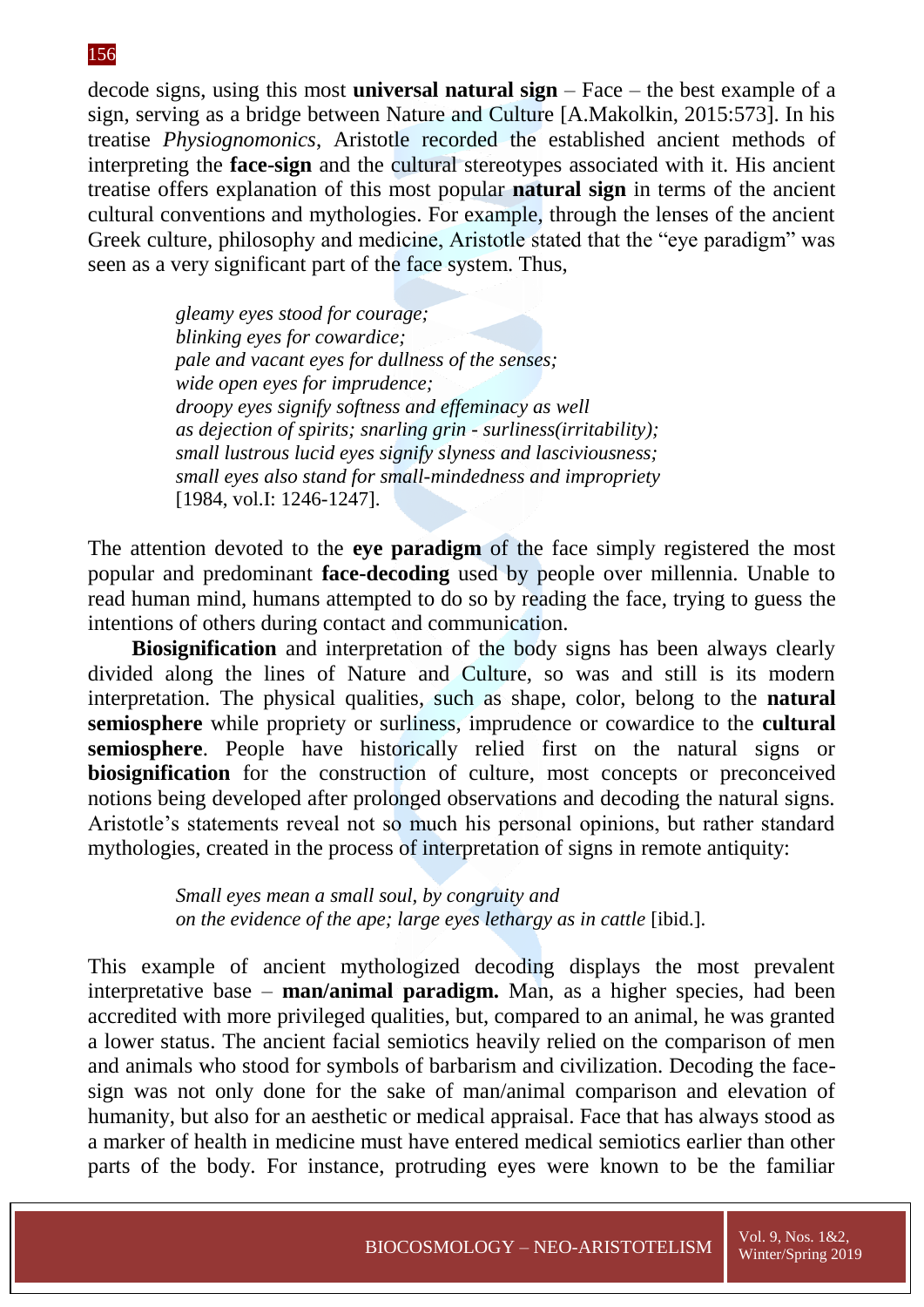decode signs, using this most **universal natural sign** – Face – the best example of a sign, serving as a bridge between Nature and Culture [A.Makolkin, 2015:573]. In his treatise *Physiognomonics*, Aristotle recorded the established ancient methods of interpreting the **face-sign** and the cultural stereotypes associated with it. His ancient treatise offers explanation of this most popular **natural sign** in terms of the ancient cultural conventions and mythologies. For example, through the lenses of the ancient Greek culture, philosophy and medicine, Aristotle stated that the "eye paradigm" was seen as a very significant part of the face system. Thus,

> *gleamy eyes stood for courage;*
> *blinking eyes for cowardice;*
> *pale and vacant eyes for dullness of the senses;*
> *wide open eyes for imprudence;*
> *droopy eyes signify softness and effeminacy as well*
> *as dejection of spirits; snarling grin - surliness(irritability);*
> *small lustrous lucid eyes signify slyness and lasciviousness;*
> *small eyes also stand for small-mindedness and impropriety*
> [1984, vol.I: 1246-1247].

The attention devoted to the **eye paradigm** of the face simply registered the most popular and predominant **face-decoding** used by people over millennia. Unable to read human mind, humans attempted to do so by reading the face, trying to guess the intentions of others during contact and communication.

**Biosignification** and interpretation of the body signs has been always clearly divided along the lines of Nature and Culture, so was and still is its modern interpretation. The physical qualities, such as shape, color, belong to the **natural semiosphere** while propriety or surliness, imprudence or cowardice to the **cultural semiosphere**. People have historically relied first on the natural signs or **biosignification** for the construction of culture, most concepts or preconceived notions being developed after prolonged observations and decoding the natural signs. Aristotle's statements reveal not so much his personal opinions, but rather standard mythologies, created in the process of interpretation of signs in remote antiquity:

> *Small eyes mean a small soul, by congruity and*
> *on the evidence of the ape; large eyes lethargy as in cattle* [ibid.].

This example of ancient mythologized decoding displays the most prevalent interpretative base – **man/animal paradigm.** Man, as a higher species, had been accredited with more privileged qualities, but, compared to an animal, he was granted a lower status. The ancient facial semiotics heavily relied on the comparison of men and animals who stood for symbols of barbarism and civilization. Decoding the face-sign was not only done for the sake of man/animal comparison and elevation of humanity, but also for an aesthetic or medical appraisal. Face that has always stood as a marker of health in medicine must have entered medical semiotics earlier than other parts of the body. For instance, protruding eyes were known to be the familiar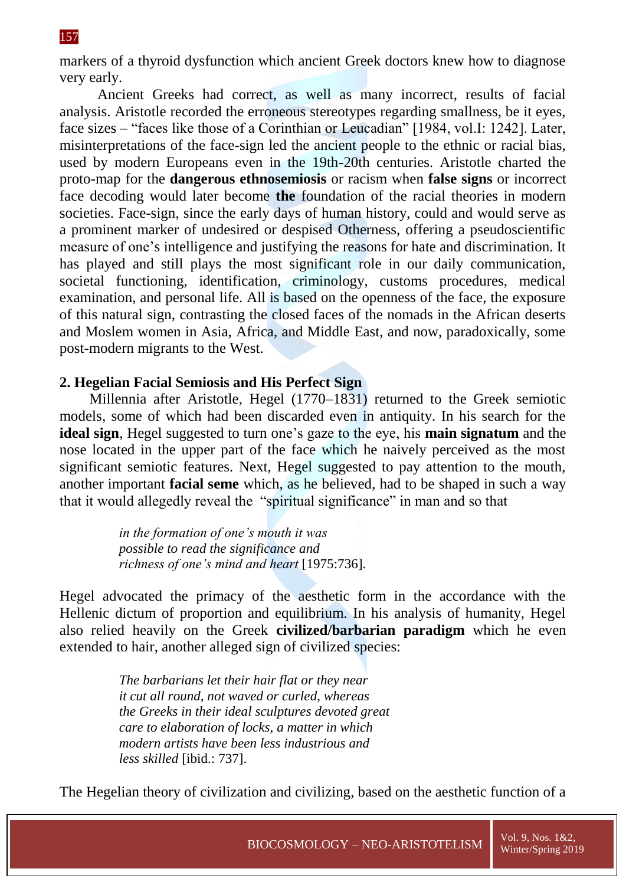markers of a thyroid dysfunction which ancient Greek doctors knew how to diagnose very early.

Ancient Greeks had correct, as well as many incorrect, results of facial analysis. Aristotle recorded the erroneous stereotypes regarding smallness, be it eyes, face sizes – "faces like those of a Corinthian or Leucadian" [1984, vol.I: 1242]. Later, misinterpretations of the face-sign led the ancient people to the ethnic or racial bias, used by modern Europeans even in the 19th-20th centuries. Aristotle charted the proto-map for the **dangerous ethnosemiosis** or racism when **false signs** or incorrect face decoding would later become **the** foundation of the racial theories in modern societies. Face-sign, since the early days of human history, could and would serve as a prominent marker of undesired or despised Otherness, offering a pseudoscientific measure of one's intelligence and justifying the reasons for hate and discrimination. It has played and still plays the most significant role in our daily communication, societal functioning, identification, criminology, customs procedures, medical examination, and personal life. All is based on the openness of the face, the exposure of this natural sign, contrasting the closed faces of the nomads in the African deserts and Moslem women in Asia, Africa, and Middle East, and now, paradoxically, some post-modern migrants to the West.

## 2. Hegelian Facial Semiosis and His Perfect Sign

Millennia after Aristotle, Hegel (1770–1831) returned to the Greek semiotic models, some of which had been discarded even in antiquity. In his search for the **ideal sign**, Hegel suggested to turn one's gaze to the eye, his **main signatum** and the nose located in the upper part of the face which he naively perceived as the most significant semiotic features. Next, Hegel suggested to pay attention to the mouth, another important **facial seme** which, as he believed, had to be shaped in such a way that it would allegedly reveal the "spiritual significance" in man and so that

> *in the formation of one's mouth it was possible to read the significance and richness of one's mind and heart* [1975:736].

Hegel advocated the primacy of the aesthetic form in the accordance with the Hellenic dictum of proportion and equilibrium. In his analysis of humanity, Hegel also relied heavily on the Greek **civilized/barbarian paradigm** which he even extended to hair, another alleged sign of civilized species:

> *The barbarians let their hair flat or they near it cut all round, not waved or curled, whereas the Greeks in their ideal sculptures devoted great care to elaboration of locks, a matter in which modern artists have been less industrious and less skilled* [ibid.: 737].

The Hegelian theory of civilization and civilizing, based on the aesthetic function of a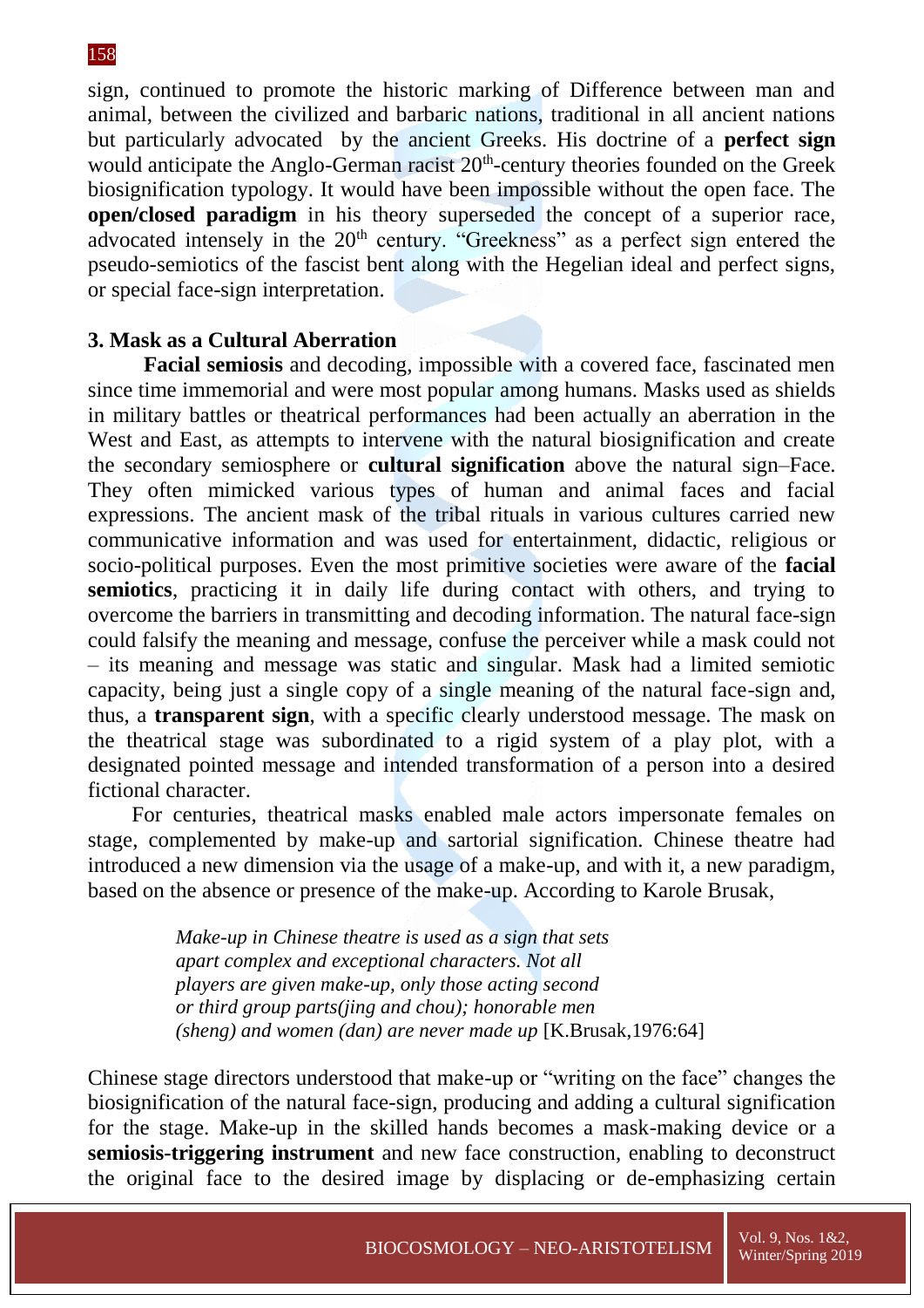sign, continued to promote the historic marking of Difference between man and animal, between the civilized and barbaric nations, traditional in all ancient nations but particularly advocated by the ancient Greeks. His doctrine of a **perfect sign** would anticipate the Anglo-German racist 20th-century theories founded on the Greek biosignification typology. It would have been impossible without the open face. The **open/closed paradigm** in his theory superseded the concept of a superior race, advocated intensely in the 20th century. "Greekness" as a perfect sign entered the pseudo-semiotics of the fascist bent along with the Hegelian ideal and perfect signs, or special face-sign interpretation.

### 3. Mask as a Cultural Aberration

**Facial semiosis** and decoding, impossible with a covered face, fascinated men since time immemorial and were most popular among humans. Masks used as shields in military battles or theatrical performances had been actually an aberration in the West and East, as attempts to intervene with the natural biosignification and create the secondary semiosphere or **cultural signification** above the natural sign–Face. They often mimicked various types of human and animal faces and facial expressions. The ancient mask of the tribal rituals in various cultures carried new communicative information and was used for entertainment, didactic, religious or socio-political purposes. Even the most primitive societies were aware of the **facial semiotics**, practicing it in daily life during contact with others, and trying to overcome the barriers in transmitting and decoding information. The natural face-sign could falsify the meaning and message, confuse the perceiver while a mask could not – its meaning and message was static and singular. Mask had a limited semiotic capacity, being just a single copy of a single meaning of the natural face-sign and, thus, a **transparent sign**, with a specific clearly understood message. The mask on the theatrical stage was subordinated to a rigid system of a play plot, with a designated pointed message and intended transformation of a person into a desired fictional character.

For centuries, theatrical masks enabled male actors impersonate females on stage, complemented by make-up and sartorial signification. Chinese theatre had introduced a new dimension via the usage of a make-up, and with it, a new paradigm, based on the absence or presence of the make-up. According to Karole Brusak,

> *Make-up in Chinese theatre is used as a sign that sets apart complex and exceptional characters. Not all players are given make-up, only those acting second or third group parts(jing and chou); honorable men (sheng) and women (dan) are never made up* [K.Brusak,1976:64]

Chinese stage directors understood that make-up or "writing on the face" changes the biosignification of the natural face-sign, producing and adding a cultural signification for the stage. Make-up in the skilled hands becomes a mask-making device or a **semiosis-triggering instrument** and new face construction, enabling to deconstruct the original face to the desired image by displacing or de-emphasizing certain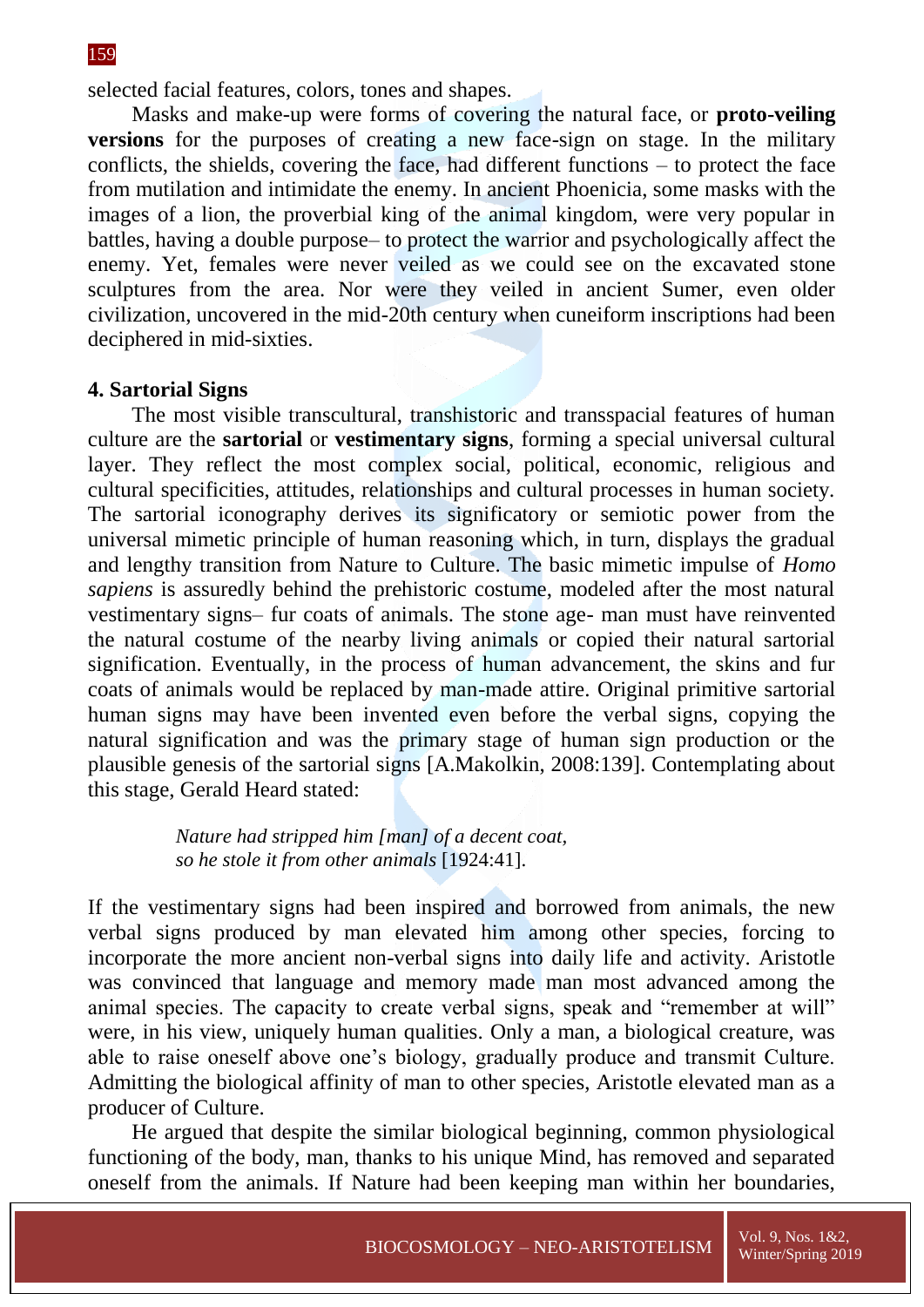selected facial features, colors, tones and shapes.

Masks and make-up were forms of covering the natural face, or **proto-veiling versions** for the purposes of creating a new face-sign on stage. In the military conflicts, the shields, covering the face, had different functions – to protect the face from mutilation and intimidate the enemy. In ancient Phoenicia, some masks with the images of a lion, the proverbial king of the animal kingdom, were very popular in battles, having a double purpose– to protect the warrior and psychologically affect the enemy. Yet, females were never veiled as we could see on the excavated stone sculptures from the area. Nor were they veiled in ancient Sumer, even older civilization, uncovered in the mid-20th century when cuneiform inscriptions had been deciphered in mid-sixties.

## 4. Sartorial Signs

The most visible transcultural, transhistoric and transspacial features of human culture are the **sartorial** or **vestimentary signs**, forming a special universal cultural layer. They reflect the most complex social, political, economic, religious and cultural specificities, attitudes, relationships and cultural processes in human society. The sartorial iconography derives its significatory or semiotic power from the universal mimetic principle of human reasoning which, in turn, displays the gradual and lengthy transition from Nature to Culture. The basic mimetic impulse of *Homo sapiens* is assuredly behind the prehistoric costume, modeled after the most natural vestimentary signs– fur coats of animals. The stone age- man must have reinvented the natural costume of the nearby living animals or copied their natural sartorial signification. Eventually, in the process of human advancement, the skins and fur coats of animals would be replaced by man-made attire. Original primitive sartorial human signs may have been invented even before the verbal signs, copying the natural signification and was the primary stage of human sign production or the plausible genesis of the sartorial signs [A.Makolkin, 2008:139]. Contemplating about this stage, Gerald Heard stated:

> *Nature had stripped him [man] of a decent coat,*
> *so he stole it from other animals* [1924:41].

If the vestimentary signs had been inspired and borrowed from animals, the new verbal signs produced by man elevated him among other species, forcing to incorporate the more ancient non-verbal signs into daily life and activity. Aristotle was convinced that language and memory made man most advanced among the animal species. The capacity to create verbal signs, speak and "remember at will" were, in his view, uniquely human qualities. Only a man, a biological creature, was able to raise oneself above one's biology, gradually produce and transmit Culture. Admitting the biological affinity of man to other species, Aristotle elevated man as a producer of Culture.

He argued that despite the similar biological beginning, common physiological functioning of the body, man, thanks to his unique Mind, has removed and separated oneself from the animals. If Nature had been keeping man within her boundaries,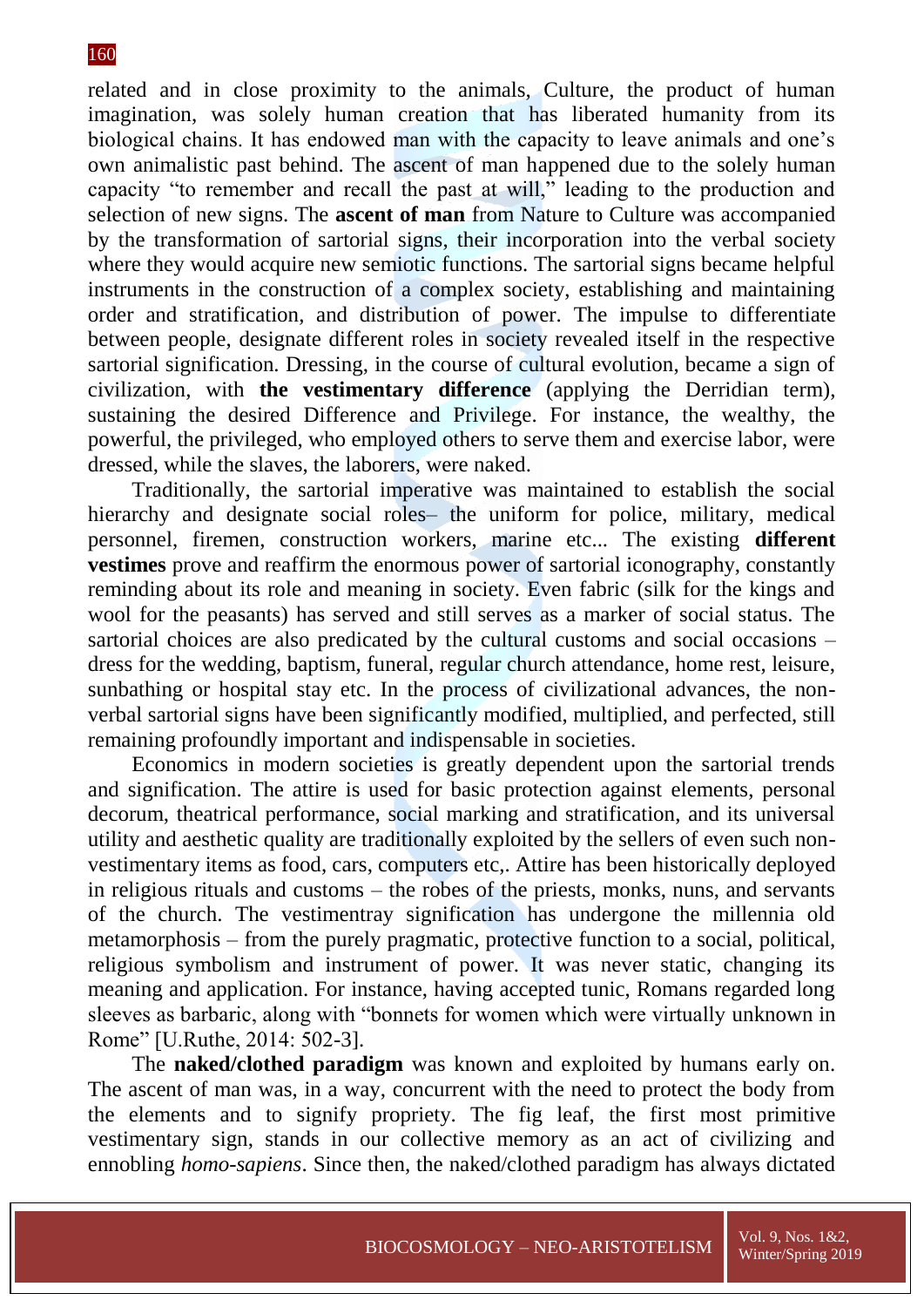related and in close proximity to the animals, Culture, the product of human imagination, was solely human creation that has liberated humanity from its biological chains. It has endowed man with the capacity to leave animals and one's own animalistic past behind. The ascent of man happened due to the solely human capacity "to remember and recall the past at will," leading to the production and selection of new signs. The **ascent of man** from Nature to Culture was accompanied by the transformation of sartorial signs, their incorporation into the verbal society where they would acquire new semiotic functions. The sartorial signs became helpful instruments in the construction of a complex society, establishing and maintaining order and stratification, and distribution of power. The impulse to differentiate between people, designate different roles in society revealed itself in the respective sartorial signification. Dressing, in the course of cultural evolution, became a sign of civilization, with **the vestimentary difference** (applying the Derridian term), sustaining the desired Difference and Privilege. For instance, the wealthy, the powerful, the privileged, who employed others to serve them and exercise labor, were dressed, while the slaves, the laborers, were naked.

Traditionally, the sartorial imperative was maintained to establish the social hierarchy and designate social roles– the uniform for police, military, medical personnel, firemen, construction workers, marine etc... The existing **different vestimes** prove and reaffirm the enormous power of sartorial iconography, constantly reminding about its role and meaning in society. Even fabric (silk for the kings and wool for the peasants) has served and still serves as a marker of social status. The sartorial choices are also predicated by the cultural customs and social occasions – dress for the wedding, baptism, funeral, regular church attendance, home rest, leisure, sunbathing or hospital stay etc. In the process of civilizational advances, the non-verbal sartorial signs have been significantly modified, multiplied, and perfected, still remaining profoundly important and indispensable in societies.

Economics in modern societies is greatly dependent upon the sartorial trends and signification. The attire is used for basic protection against elements, personal decorum, theatrical performance, social marking and stratification, and its universal utility and aesthetic quality are traditionally exploited by the sellers of even such non-vestimentary items as food, cars, computers etc,. Attire has been historically deployed in religious rituals and customs – the robes of the priests, monks, nuns, and servants of the church. The vestimentray signification has undergone the millennia old metamorphosis – from the purely pragmatic, protective function to a social, political, religious symbolism and instrument of power. It was never static, changing its meaning and application. For instance, having accepted tunic, Romans regarded long sleeves as barbaric, along with "bonnets for women which were virtually unknown in Rome" [U.Ruthe, 2014: 502-3].

The **naked/clothed paradigm** was known and exploited by humans early on. The ascent of man was, in a way, concurrent with the need to protect the body from the elements and to signify propriety. The fig leaf, the first most primitive vestimentary sign, stands in our collective memory as an act of civilizing and ennobling *homo-sapiens*. Since then, the naked/clothed paradigm has always dictated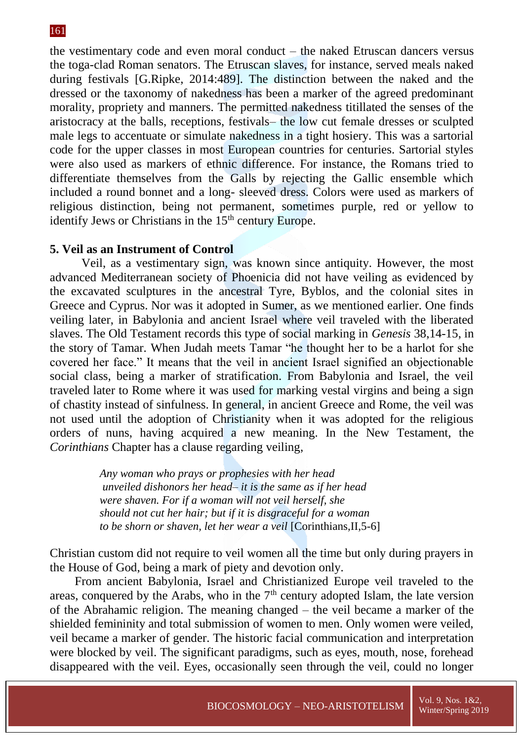the vestimentary code and even moral conduct – the naked Etruscan dancers versus the toga-clad Roman senators. The Etruscan slaves, for instance, served meals naked during festivals [G.Ripke, 2014:489]. The distinction between the naked and the dressed or the taxonomy of nakedness has been a marker of the agreed predominant morality, propriety and manners. The permitted nakedness titillated the senses of the aristocracy at the balls, receptions, festivals– the low cut female dresses or sculpted male legs to accentuate or simulate nakedness in a tight hosiery. This was a sartorial code for the upper classes in most European countries for centuries. Sartorial styles were also used as markers of ethnic difference. For instance, the Romans tried to differentiate themselves from the Galls by rejecting the Gallic ensemble which included a round bonnet and a long- sleeved dress. Colors were used as markers of religious distinction, being not permanent, sometimes purple, red or yellow to identify Jews or Christians in the 15th century Europe.

## 5. Veil as an Instrument of Control

Veil, as a vestimentary sign, was known since antiquity. However, the most advanced Mediterranean society of Phoenicia did not have veiling as evidenced by the excavated sculptures in the ancestral Tyre, Byblos, and the colonial sites in Greece and Cyprus. Nor was it adopted in Sumer, as we mentioned earlier. One finds veiling later, in Babylonia and ancient Israel where veil traveled with the liberated slaves. The Old Testament records this type of social marking in *Genesis* 38,14-15, in the story of Tamar. When Judah meets Tamar "he thought her to be a harlot for she covered her face." It means that the veil in ancient Israel signified an objectionable social class, being a marker of stratification. From Babylonia and Israel, the veil traveled later to Rome where it was used for marking vestal virgins and being a sign of chastity instead of sinfulness. In general, in ancient Greece and Rome, the veil was not used until the adoption of Christianity when it was adopted for the religious orders of nuns, having acquired a new meaning. In the New Testament, the *Corinthians* Chapter has a clause regarding veiling,

> *Any woman who prays or prophesies with her head unveiled dishonors her head– it is the same as if her head were shaven. For if a woman will not veil herself, she should not cut her hair; but if it is disgraceful for a woman to be shorn or shaven, let her wear a veil* [Corinthians,II,5-6]

Christian custom did not require to veil women all the time but only during prayers in the House of God, being a mark of piety and devotion only.

From ancient Babylonia, Israel and Christianized Europe veil traveled to the areas, conquered by the Arabs, who in the 7th century adopted Islam, the late version of the Abrahamic religion. The meaning changed – the veil became a marker of the shielded femininity and total submission of women to men. Only women were veiled, veil became a marker of gender. The historic facial communication and interpretation were blocked by veil. The significant paradigms, such as eyes, mouth, nose, forehead disappeared with the veil. Eyes, occasionally seen through the veil, could no longer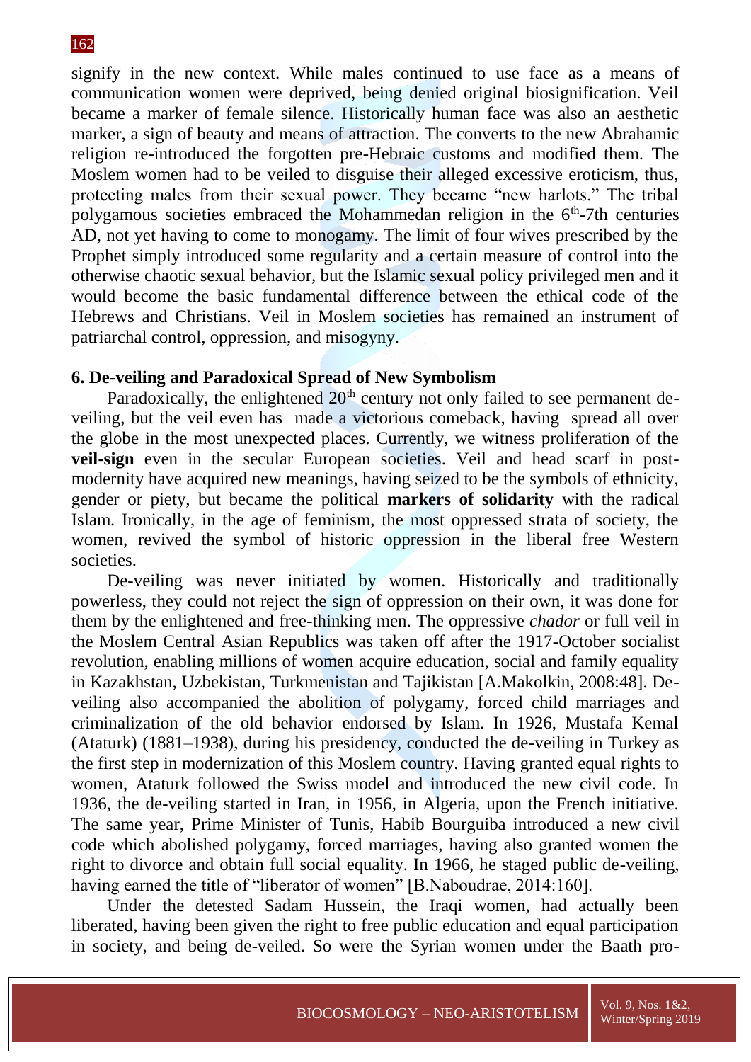signify in the new context. While males continued to use face as a means of communication women were deprived, being denied original biosignification. Veil became a marker of female silence. Historically human face was also an aesthetic marker, a sign of beauty and means of attraction. The converts to the new Abrahamic religion re-introduced the forgotten pre-Hebraic customs and modified them. The Moslem women had to be veiled to disguise their alleged excessive eroticism, thus, protecting males from their sexual power. They became "new harlots." The tribal polygamous societies embraced the Mohammedan religion in the 6th-7th centuries AD, not yet having to come to monogamy. The limit of four wives prescribed by the Prophet simply introduced some regularity and a certain measure of control into the otherwise chaotic sexual behavior, but the Islamic sexual policy privileged men and it would become the basic fundamental difference between the ethical code of the Hebrews and Christians. Veil in Moslem societies has remained an instrument of patriarchal control, oppression, and misogyny.

## 6. De-veiling and Paradoxical Spread of New Symbolism

Paradoxically, the enlightened 20th century not only failed to see permanent de-veiling, but the veil even has made a victorious comeback, having spread all over the globe in the most unexpected places. Currently, we witness proliferation of the **veil-sign** even in the secular European societies. Veil and head scarf in post-modernity have acquired new meanings, having seized to be the symbols of ethnicity, gender or piety, but became the political **markers of solidarity** with the radical Islam. Ironically, in the age of feminism, the most oppressed strata of society, the women, revived the symbol of historic oppression in the liberal free Western societies.

De-veiling was never initiated by women. Historically and traditionally powerless, they could not reject the sign of oppression on their own, it was done for them by the enlightened and free-thinking men. The oppressive *chador* or full veil in the Moslem Central Asian Republics was taken off after the 1917-October socialist revolution, enabling millions of women acquire education, social and family equality in Kazakhstan, Uzbekistan, Turkmenistan and Tajikistan [A.Makolkin, 2008:48]. De-veiling also accompanied the abolition of polygamy, forced child marriages and criminalization of the old behavior endorsed by Islam. In 1926, Mustafa Kemal (Ataturk) (1881–1938), during his presidency, conducted the de-veiling in Turkey as the first step in modernization of this Moslem country. Having granted equal rights to women, Ataturk followed the Swiss model and introduced the new civil code. In 1936, the de-veiling started in Iran, in 1956, in Algeria, upon the French initiative. The same year, Prime Minister of Tunis, Habib Bourguiba introduced a new civil code which abolished polygamy, forced marriages, having also granted women the right to divorce and obtain full social equality. In 1966, he staged public de-veiling, having earned the title of "liberator of women" [B.Naboudrae, 2014:160].

Under the detested Sadam Hussein, the Iraqi women, had actually been liberated, having been given the right to free public education and equal participation in society, and being de-veiled. So were the Syrian women under the Baath pro-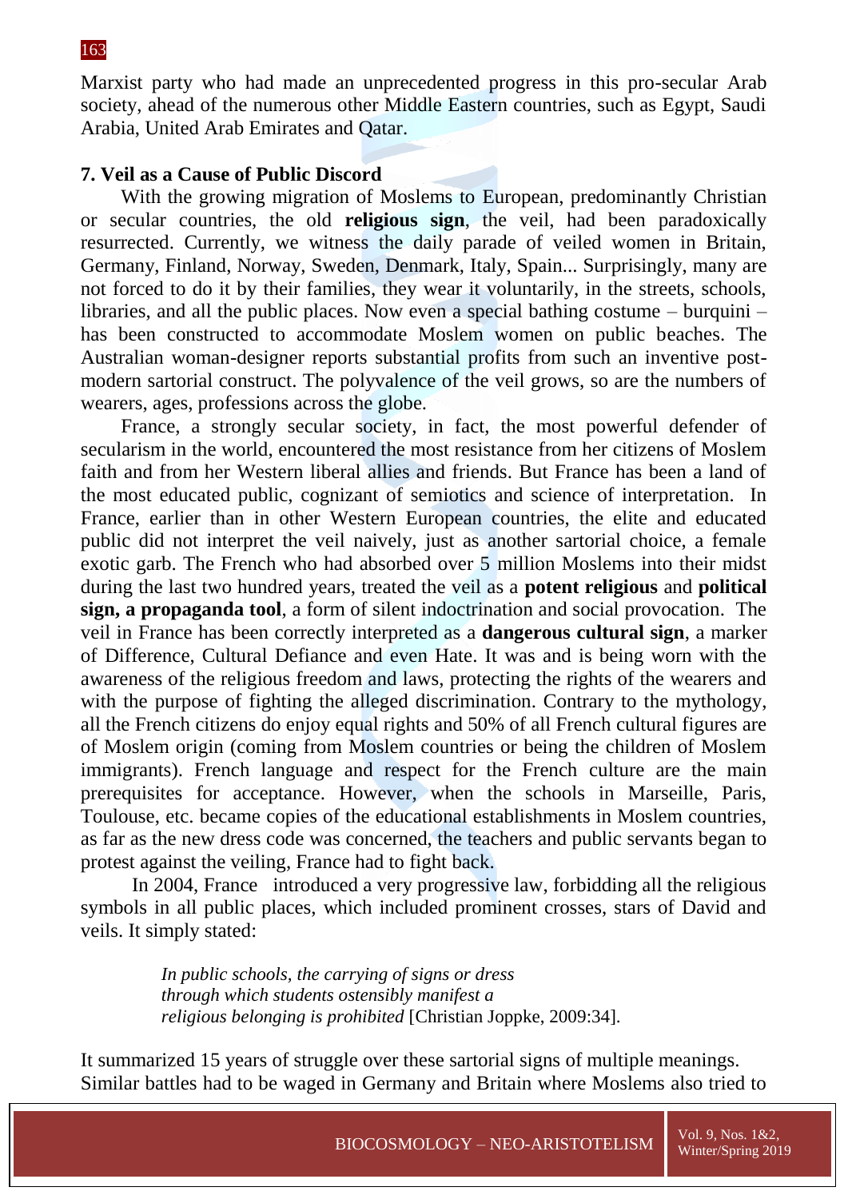Marxist party who had made an unprecedented progress in this pro-secular Arab society, ahead of the numerous other Middle Eastern countries, such as Egypt, Saudi Arabia, United Arab Emirates and Qatar.

## 7. Veil as a Cause of Public Discord

With the growing migration of Moslems to European, predominantly Christian or secular countries, the old **religious sign**, the veil, had been paradoxically resurrected. Currently, we witness the daily parade of veiled women in Britain, Germany, Finland, Norway, Sweden, Denmark, Italy, Spain... Surprisingly, many are not forced to do it by their families, they wear it voluntarily, in the streets, schools, libraries, and all the public places. Now even a special bathing costume – burquini – has been constructed to accommodate Moslem women on public beaches. The Australian woman-designer reports substantial profits from such an inventive post-modern sartorial construct. The polyvalence of the veil grows, so are the numbers of wearers, ages, professions across the globe.

France, a strongly secular society, in fact, the most powerful defender of secularism in the world, encountered the most resistance from her citizens of Moslem faith and from her Western liberal allies and friends. But France has been a land of the most educated public, cognizant of semiotics and science of interpretation. In France, earlier than in other Western European countries, the elite and educated public did not interpret the veil naively, just as another sartorial choice, a female exotic garb. The French who had absorbed over 5 million Moslems into their midst during the last two hundred years, treated the veil as a **potent religious** and **political sign, a propaganda tool**, a form of silent indoctrination and social provocation. The veil in France has been correctly interpreted as a **dangerous cultural sign**, a marker of Difference, Cultural Defiance and even Hate. It was and is being worn with the awareness of the religious freedom and laws, protecting the rights of the wearers and with the purpose of fighting the alleged discrimination. Contrary to the mythology, all the French citizens do enjoy equal rights and 50% of all French cultural figures are of Moslem origin (coming from Moslem countries or being the children of Moslem immigrants). French language and respect for the French culture are the main prerequisites for acceptance. However, when the schools in Marseille, Paris, Toulouse, etc. became copies of the educational establishments in Moslem countries, as far as the new dress code was concerned, the teachers and public servants began to protest against the veiling, France had to fight back.

In 2004, France introduced a very progressive law, forbidding all the religious symbols in all public places, which included prominent crosses, stars of David and veils. It simply stated:

> *In public schools, the carrying of signs or dress through which students ostensibly manifest a religious belonging is prohibited* [Christian Joppke, 2009:34].

It summarized 15 years of struggle over these sartorial signs of multiple meanings. Similar battles had to be waged in Germany and Britain where Moslems also tried to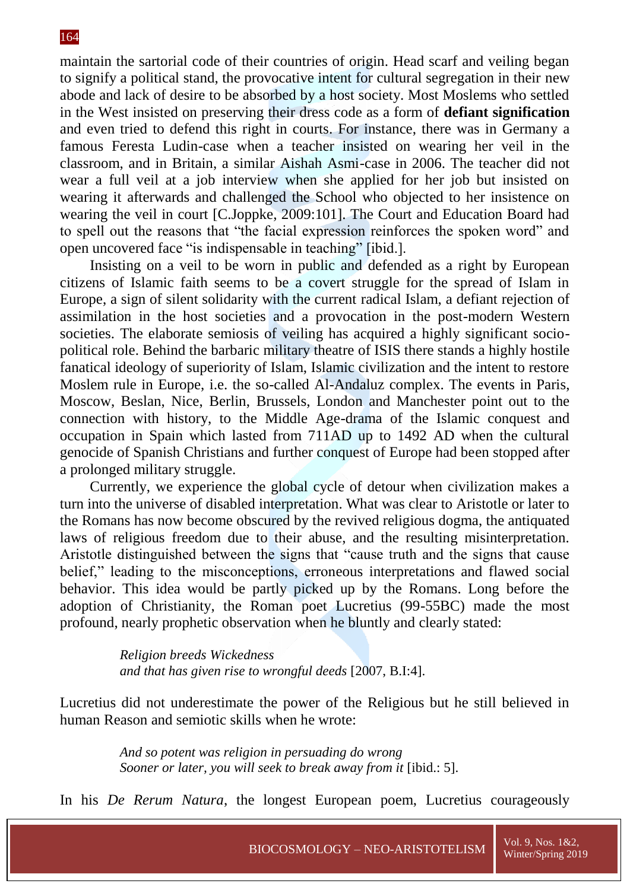maintain the sartorial code of their countries of origin. Head scarf and veiling began to signify a political stand, the provocative intent for cultural segregation in their new abode and lack of desire to be absorbed by a host society. Most Moslems who settled in the West insisted on preserving their dress code as a form of **defiant signification** and even tried to defend this right in courts. For instance, there was in Germany a famous Feresta Ludin-case when a teacher insisted on wearing her veil in the classroom, and in Britain, a similar Aishah Asmi-case in 2006. The teacher did not wear a full veil at a job interview when she applied for her job but insisted on wearing it afterwards and challenged the School who objected to her insistence on wearing the veil in court [C.Joppke, 2009:101]. The Court and Education Board had to spell out the reasons that "the facial expression reinforces the spoken word" and open uncovered face "is indispensable in teaching" [ibid.].

Insisting on a veil to be worn in public and defended as a right by European citizens of Islamic faith seems to be a covert struggle for the spread of Islam in Europe, a sign of silent solidarity with the current radical Islam, a defiant rejection of assimilation in the host societies and a provocation in the post-modern Western societies. The elaborate semiosis of veiling has acquired a highly significant socio-political role. Behind the barbaric military theatre of ISIS there stands a highly hostile fanatical ideology of superiority of Islam, Islamic civilization and the intent to restore Moslem rule in Europe, i.e. the so-called Al-Andaluz complex. The events in Paris, Moscow, Beslan, Nice, Berlin, Brussels, London and Manchester point out to the connection with history, to the Middle Age-drama of the Islamic conquest and occupation in Spain which lasted from 711AD up to 1492 AD when the cultural genocide of Spanish Christians and further conquest of Europe had been stopped after a prolonged military struggle.

Currently, we experience the global cycle of detour when civilization makes a turn into the universe of disabled interpretation. What was clear to Aristotle or later to the Romans has now become obscured by the revived religious dogma, the antiquated laws of religious freedom due to their abuse, and the resulting misinterpretation. Aristotle distinguished between the signs that "cause truth and the signs that cause belief," leading to the misconceptions, erroneous interpretations and flawed social behavior. This idea would be partly picked up by the Romans. Long before the adoption of Christianity, the Roman poet Lucretius (99-55BC) made the most profound, nearly prophetic observation when he bluntly and clearly stated:

> *Religion breeds Wickedness*
> *and that has given rise to wrongful deeds* [2007, B.I:4].

Lucretius did not underestimate the power of the Religious but he still believed in human Reason and semiotic skills when he wrote:

> *And so potent was religion in persuading do wrong*
> *Sooner or later, you will seek to break away from it* [ibid.: 5].

In his *De Rerum Natura*, the longest European poem, Lucretius courageously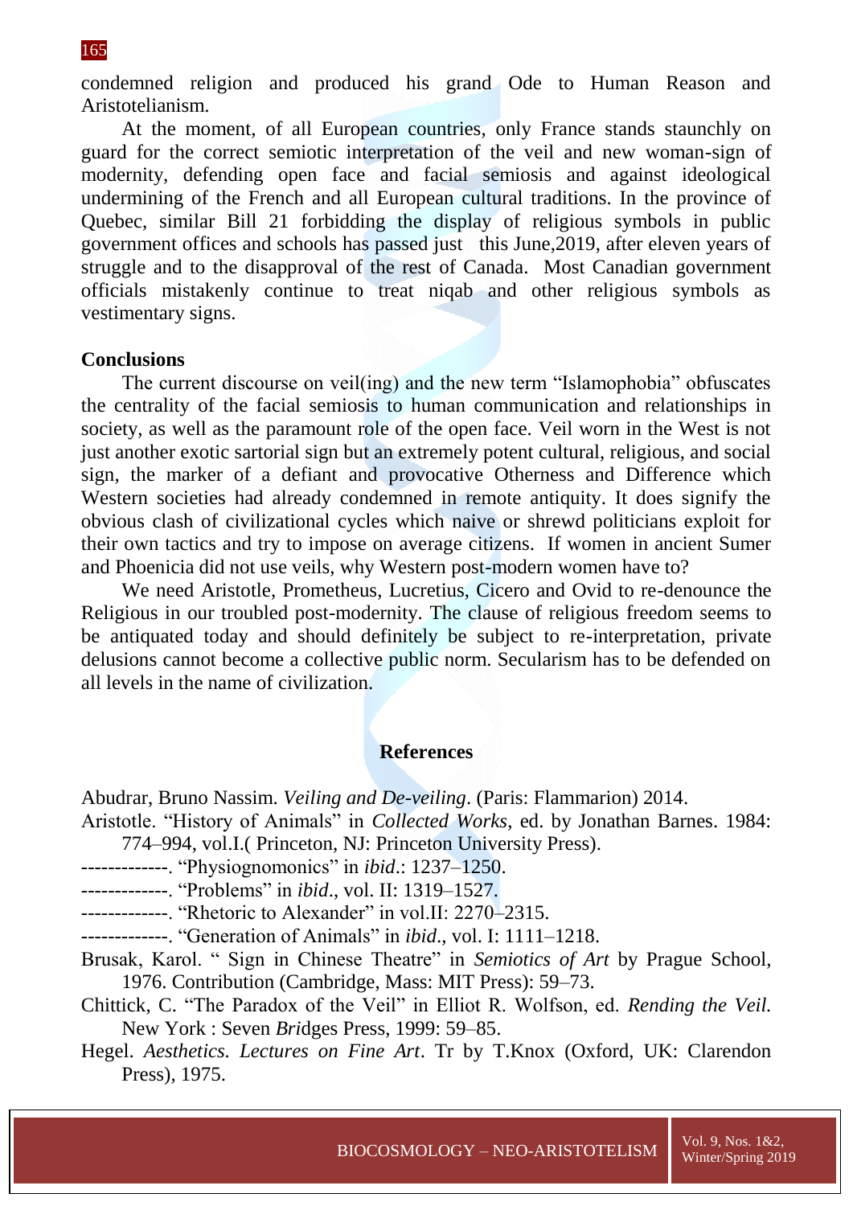condemned religion and produced his grand Ode to Human Reason and Aristotelianism.

At the moment, of all European countries, only France stands staunchly on guard for the correct semiotic interpretation of the veil and new woman-sign of modernity, defending open face and facial semiosis and against ideological undermining of the French and all European cultural traditions. In the province of Quebec, similar Bill 21 forbidding the display of religious symbols in public government offices and schools has passed just this June,2019, after eleven years of struggle and to the disapproval of the rest of Canada. Most Canadian government officials mistakenly continue to treat niqab and other religious symbols as vestimentary signs.

**Conclusions**

The current discourse on veil(ing) and the new term "Islamophobia" obfuscates the centrality of the facial semiosis to human communication and relationships in society, as well as the paramount role of the open face. Veil worn in the West is not just another exotic sartorial sign but an extremely potent cultural, religious, and social sign, the marker of a defiant and provocative Otherness and Difference which Western societies had already condemned in remote antiquity. It does signify the obvious clash of civilizational cycles which naive or shrewd politicians exploit for their own tactics and try to impose on average citizens. If women in ancient Sumer and Phoenicia did not use veils, why Western post-modern women have to?

We need Aristotle, Prometheus, Lucretius, Cicero and Ovid to re-denounce the Religious in our troubled post-modernity. The clause of religious freedom seems to be antiquated today and should definitely be subject to re-interpretation, private delusions cannot become a collective public norm. Secularism has to be defended on all levels in the name of civilization.

## References

Abudrar, Bruno Nassim. *Veiling and De-veiling*. (Paris: Flammarion) 2014.

Aristotle. "History of Animals" in *Collected Works*, ed. by Jonathan Barnes. 1984: 774–994, vol.I.( Princeton, NJ: Princeton University Press).

-------------. "Physiognomonics" in *ibid*.: 1237–1250.

-------------. "Problems" in *ibid*., vol. II: 1319–1527.

-------------. "Rhetoric to Alexander" in vol.II: 2270–2315.

-------------. "Generation of Animals" in *ibid*., vol. I: 1111–1218.

Brusak, Karol. " Sign in Chinese Theatre" in *Semiotics of Art* by Prague School, 1976. Contribution (Cambridge, Mass: MIT Press): 59–73.

Chittick, C. "The Paradox of the Veil" in Elliot R. Wolfson, ed. *Rending the Veil.* New York : Seven Bridges Press, 1999: 59–85.

Hegel. *Aesthetics. Lectures on Fine Art*. Tr by T.Knox (Oxford, UK: Clarendon Press), 1975.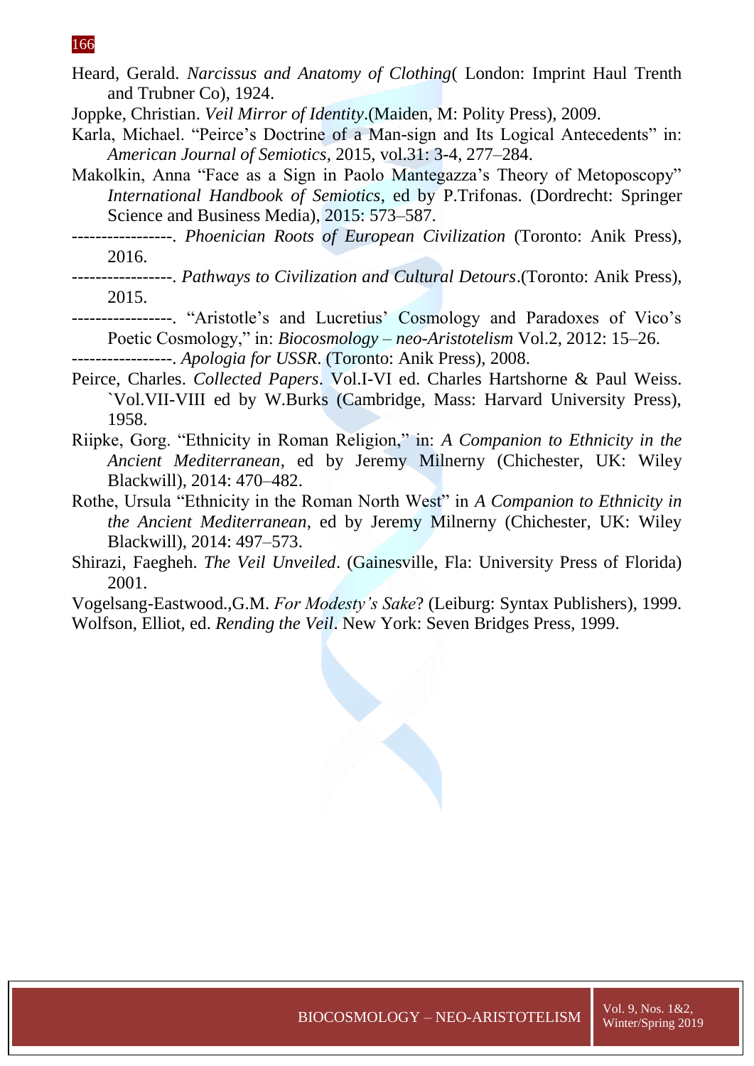Heard, Gerald. *Narcissus and Anatomy of Clothing*( London: Imprint Haul Trenth and Trubner Co), 1924.

Joppke, Christian. *Veil Mirror of Identity*.(Maiden, M: Polity Press), 2009.

Karla, Michael. "Peirce's Doctrine of a Man-sign and Its Logical Antecedents" in: *American Journal of Semiotics*, 2015, vol.31: 3-4, 277–284.

Makolkin, Anna "Face as a Sign in Paolo Mantegazza's Theory of Metoposcopy" *International Handbook of Semiotics*, ed by P.Trifonas. (Dordrecht: Springer Science and Business Media), 2015: 573–587.

-----------------. *Phoenician Roots of European Civilization* (Toronto: Anik Press), 2016.

-----------------. *Pathways to Civilization and Cultural Detours*.(Toronto: Anik Press), 2015.

-----------------. "Aristotle's and Lucretius' Cosmology and Paradoxes of Vico's Poetic Cosmology," in: *Biocosmology – neo-Aristotelism* Vol.2, 2012: 15–26.

-----------------. *Apologia for USSR*. (Toronto: Anik Press), 2008.

Peirce, Charles. *Collected Papers*. Vol.I-VI ed. Charles Hartshorne & Paul Weiss. `Vol.VII-VIII ed by W.Burks (Cambridge, Mass: Harvard University Press), 1958.

Riipke, Gorg. "Ethnicity in Roman Religion," in: *A Companion to Ethnicity in the Ancient Mediterranean*, ed by Jeremy Milnerny (Chichester, UK: Wiley Blackwill), 2014: 470–482.

Rothe, Ursula "Ethnicity in the Roman North West" in *A Companion to Ethnicity in the Ancient Mediterranean*, ed by Jeremy Milnerny (Chichester, UK: Wiley Blackwill), 2014: 497–573.

Shirazi, Faegheh. *The Veil Unveiled*. (Gainesville, Fla: University Press of Florida) 2001.

Vogelsang-Eastwood.,G.M. *For Modesty's Sake*? (Leiburg: Syntax Publishers), 1999.

Wolfson, Elliot, ed. *Rending the Veil*. New York: Seven Bridges Press, 1999.